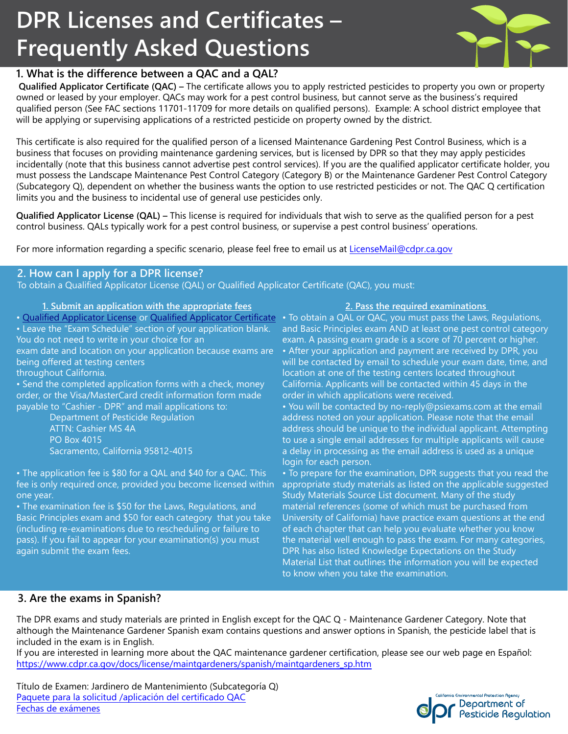# DPR Licenses and Certificates – Frequently Asked Questions

## 1. What is the difference between a QAC and a QAL?

**Qualified Applicator Certificate (QAC) –** The certificate allows you to apply restricted pesticides to property you own or property owned or leased by your employer. QACs may work for a pest control business, but cannot serve as the business's required qualified person (See FAC sections 11701-11709 for more details on qualified persons). Example: A school district employee that will be applying or supervising applications of a restricted pesticide on property owned by the district.

This certificate is also required for the qualified person of a licensed Maintenance Gardening Pest Control Business, which is a business that focuses on providing maintenance gardening services, but is licensed by DPR so that they may apply pesticides incidentally (note that this business cannot advertise pest control services). If you are the qualified applicator certificate holder, you must possess the Landscape Maintenance Pest Control Category (Category B) or the Maintenance Gardener Pest Control Category (Subcategory Q), dependent on whether the business wants the option to use restricted pesticides or not. The QAC Q certification limits you and the business to incidental use of general use pesticides only.

**Qualified Applicator License (QAL) –** This license is required for individuals that wish to serve as the qualified person for a pest control business. QALs typically work for a pest control business, or supervise a pest control business' operations.

For more information regarding a specific scenario, please feel free to email us at [LicenseMail@cdpr.ca.gov](mailto:LicenseMail@cdpr.ca.gov)

## 2. How can I apply for a DPR license?

To obtain a Qualified Applicator License (QAL) or Qualified Applicator Certificate (QAC), you must:

### 1. Submit an application with the appropriate fees

- [Qualified Applicator License]() or [Qualified Applicator Certificate]()
- Leave the "Exam Schedule" section of your application blank. You do not need to write in your choice for an exam date and location on your application because exams are being offered at testing centers throughout California.
- Send the completed application forms with a check, money order, or the Visa/MasterCard credit information form made payable to "Cashier - DPR" and mail applications to:

  Department of Pesticide Regulation
  ATTN: Cashier MS 4A
  PO Box 4015
  Sacramento, California 95812-4015

- The application fee is $80 for a QAL and $40 for a QAC. This fee is only required once, provided you become licensed within one year.
- The examination fee is $50 for the Laws, Regulations, and Basic Principles exam and $50 for each category that you take (including re-examinations due to rescheduling or failure to pass). If you fail to appear for your examination(s) you must again submit the exam fees.

### 2. Pass the required examinations

- To obtain a QAL or QAC, you must pass the Laws, Regulations, and Basic Principles exam AND at least one pest control category exam. A passing exam grade is a score of 70 percent or higher.
- After your application and payment are received by DPR, you will be contacted by email to schedule your exam date, time, and location at one of the testing centers located throughout California. Applicants will be contacted within 45 days in the order in which applications were received.
- You will be contacted by no-reply@psiexams.com at the email address noted on your application. Please note that the email address should be unique to the individual applicant. Attempting to use a single email addresses for multiple applicants will cause a delay in processing as the email address is used as a unique login for each person.
- To prepare for the examination, DPR suggests that you read the appropriate study materials as listed on the applicable suggested Study Materials Source List document. Many of the study material references (some of which must be purchased from University of California) have practice exam questions at the end of each chapter that can help you evaluate whether you know the material well enough to pass the exam. For many categories, DPR has also listed Knowledge Expectations on the Study Material List that outlines the information you will be expected to know when you take the examination.

## 3. Are the exams in Spanish?

The DPR exams and study materials are printed in English except for the QAC Q - Maintenance Gardener Category. Note that although the Maintenance Gardener Spanish exam contains questions and answer options in Spanish, the pesticide label that is included in the exam is in English.

If you are interested in learning more about the QAC maintenance gardener certification, please see our web page en Español: [https://www.cdpr.ca.gov/docs/license/maintgardeners/spanish/maintgardeners_sp.htm](https://www.cdpr.ca.gov/docs/license/maintgardeners/spanish/maintgardeners_sp.htm)

Título de Examen: Jardinero de Mantenimiento (Subcategoría Q)
[Paquete para la solicitud /aplicación del certificado QAC]()
[Fechas de exámenes]()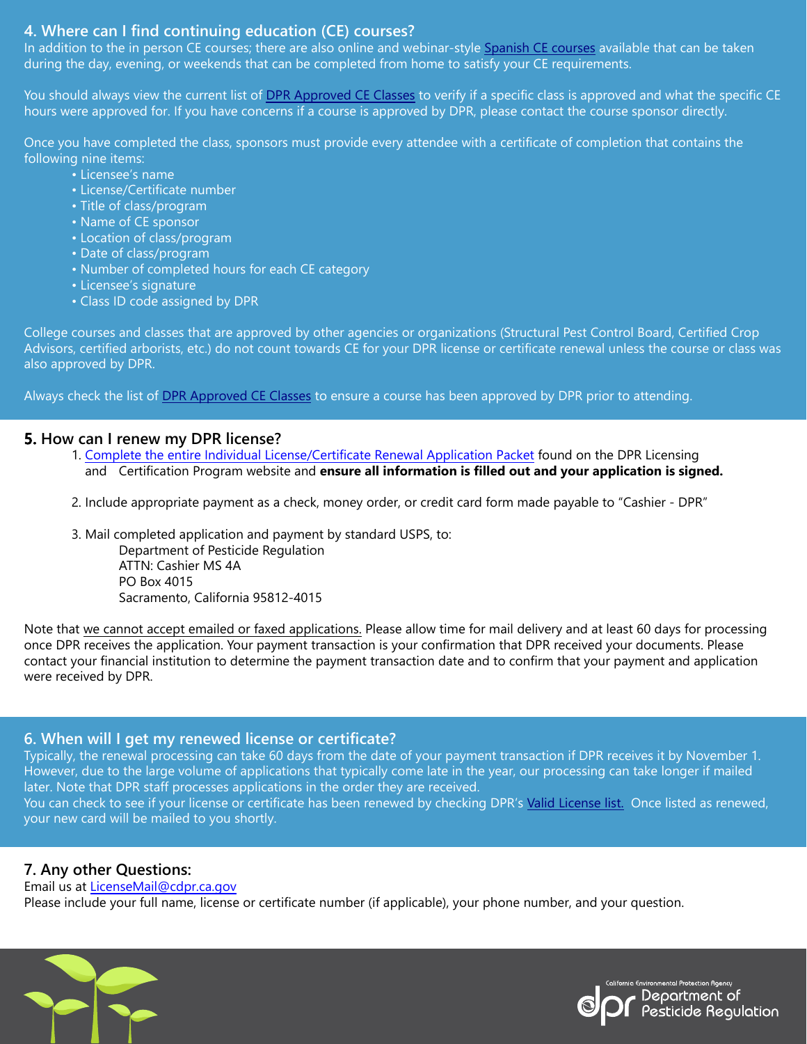## 4. Where can I find continuing education (CE) courses?

In addition to the in person CE courses; there are also online and webinar-style Spanish CE courses available that can be taken during the day, evening, or weekends that can be completed from home to satisfy your CE requirements.

You should always view the current list of DPR Approved CE Classes to verify if a specific class is approved and what the specific CE hours were approved for. If you have concerns if a course is approved by DPR, please contact the course sponsor directly.

Once you have completed the class, sponsors must provide every attendee with a certificate of completion that contains the following nine items:

- Licensee's name
- License/Certificate number
- Title of class/program
- Name of CE sponsor
- Location of class/program
- Date of class/program
- Number of completed hours for each CE category
- Licensee's signature
- Class ID code assigned by DPR

College courses and classes that are approved by other agencies or organizations (Structural Pest Control Board, Certified Crop Advisors, certified arborists, etc.) do not count towards CE for your DPR license or certificate renewal unless the course or class was also approved by DPR.

Always check the list of DPR Approved CE Classes to ensure a course has been approved by DPR prior to attending.

## 5. How can I renew my DPR license?

1. Complete the entire Individual License/Certificate Renewal Application Packet found on the DPR Licensing and Certification Program website and **ensure all information is filled out and your application is signed.**

2. Include appropriate payment as a check, money order, or credit card form made payable to "Cashier - DPR"

3. Mail completed application and payment by standard USPS, to:
   Department of Pesticide Regulation
   ATTN: Cashier MS 4A
   PO Box 4015
   Sacramento, California 95812-4015

Note that we cannot accept emailed or faxed applications. Please allow time for mail delivery and at least 60 days for processing once DPR receives the application. Your payment transaction is your confirmation that DPR received your documents. Please contact your financial institution to determine the payment transaction date and to confirm that your payment and application were received by DPR.

## 6. When will I get my renewed license or certificate?

Typically, the renewal processing can take 60 days from the date of your payment transaction if DPR receives it by November 1. However, due to the large volume of applications that typically come late in the year, our processing can take longer if mailed later. Note that DPR staff processes applications in the order they are received.

You can check to see if your license or certificate has been renewed by checking DPR's Valid License list. Once listed as renewed, your new card will be mailed to you shortly.

## 7. Any other Questions:

Email us at LicenseMail@cdpr.ca.gov

Please include your full name, license or certificate number (if applicable), your phone number, and your question.

California Environmental Protection Agency
Department of Pesticide Regulation